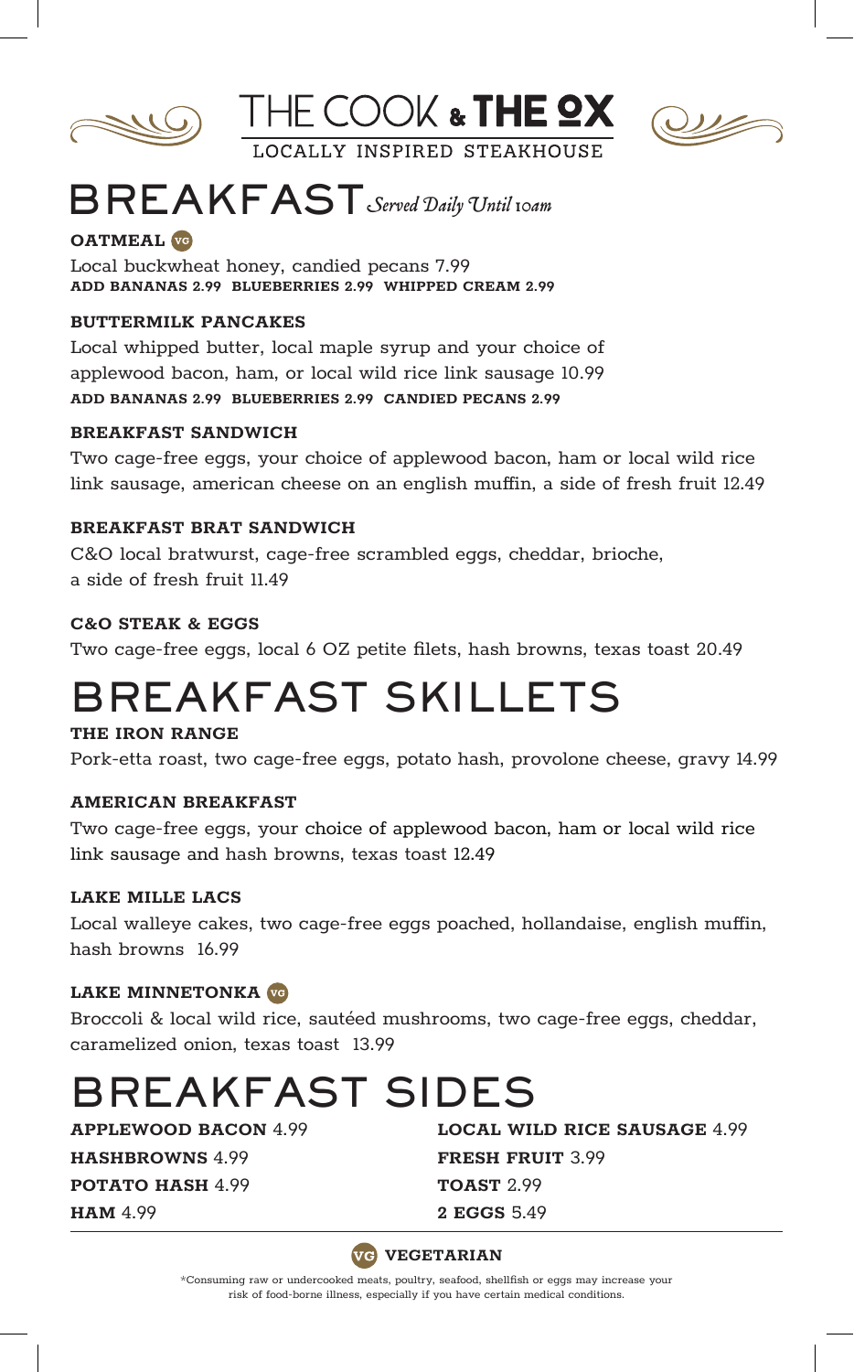# THE COOK & THE OX

LOCALLY INSPIRED STEAKHOUSE

## BREAKFAST *Served Daily Until 10am*

**OATMEAL** VG

Local buckwheat honey, candied pecans 7.99
**ADD BANANAS 2.99 BLUEBERRIES 2.99 WHIPPED CREAM 2.99**

**BUTTERMILK PANCAKES**

Local whipped butter, local maple syrup and your choice of applewood bacon, ham, or local wild rice link sausage 10.99
**ADD BANANAS 2.99 BLUEBERRIES 2.99 CANDIED PECANS 2.99**

**BREAKFAST SANDWICH**

Two cage-free eggs, your choice of applewood bacon, ham or local wild rice link sausage, american cheese on an english muffin, a side of fresh fruit 12.49

**BREAKFAST BRAT SANDWICH**

C&O local bratwurst, cage-free scrambled eggs, cheddar, brioche, a side of fresh fruit 11.49

**C&O STEAK & EGGS**

Two cage-free eggs, local 6 OZ petite filets, hash browns, texas toast 20.49

## BREAKFAST SKILLETS

**THE IRON RANGE**

Pork-etta roast, two cage-free eggs, potato hash, provolone cheese, gravy 14.99

**AMERICAN BREAKFAST**

Two cage-free eggs, your choice of applewood bacon, ham or local wild rice link sausage and hash browns, texas toast 12.49

**LAKE MILLE LACS**

Local walleye cakes, two cage-free eggs poached, hollandaise, english muffin, hash browns 16.99

**LAKE MINNETONKA** VG

Broccoli & local wild rice, sautéed mushrooms, two cage-free eggs, cheddar, caramelized onion, texas toast 13.99

## BREAKFAST SIDES

**APPLEWOOD BACON** 4.99
**HASHBROWNS** 4.99
**POTATO HASH** 4.99
**HAM** 4.99
**LOCAL WILD RICE SAUSAGE** 4.99
**FRESH FRUIT** 3.99
**TOAST** 2.99
**2 EGGS** 5.49

VG **VEGETARIAN**

*Consuming raw or undercooked meats, poultry, seafood, shellfish or eggs may increase your risk of food-borne illness, especially if you have certain medical conditions.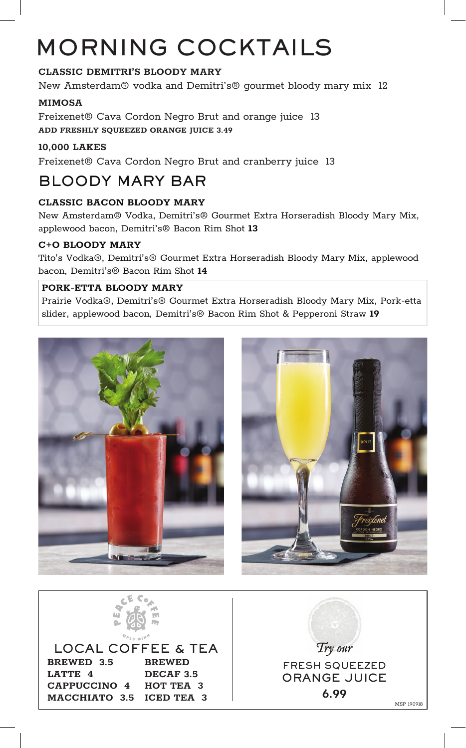# MORNING COCKTAILS

**CLASSIC DEMITRI'S BLOODY MARY**
New Amsterdam® vodka and Demitri's® gourmet bloody mary mix 12

**MIMOSA**
Freixenet® Cava Cordon Negro Brut and orange juice 13
**ADD FRESHLY SQUEEZED ORANGE JUICE 3.49**

**10,000 LAKES**
Freixenet® Cava Cordon Negro Brut and cranberry juice 13

# BLOODY MARY BAR

**CLASSIC BACON BLOODY MARY**
New Amsterdam® Vodka, Demitri's® Gourmet Extra Horseradish Bloody Mary Mix, applewood bacon, Demitri's® Bacon Rim Shot **13**

**C+O BLOODY MARY**
Tito's Vodka®, Demitri's® Gourmet Extra Horseradish Bloody Mary Mix, applewood bacon, Demitri's® Bacon Rim Shot **14**

**PORK-ETTA BLOODY MARY**
Prairie Vodka®, Demitri's® Gourmet Extra Horseradish Bloody Mary Mix, Pork-etta slider, applewood bacon, Demitri's® Bacon Rim Shot & Pepperoni Straw **19**

PEACE COFFEE
MPLS MINN

## LOCAL COFFEE & TEA

**BREWED 3.5**
**LATTE 4**
**CAPPUCCINO 4**
**MACCHIATO 3.5**
**BREWED DECAF 3.5**
**HOT TEA 3**
**ICED TEA 3**

*Try our*
FRESH SQUEEZED ORANGE JUICE
**6.99**

MSP 190918